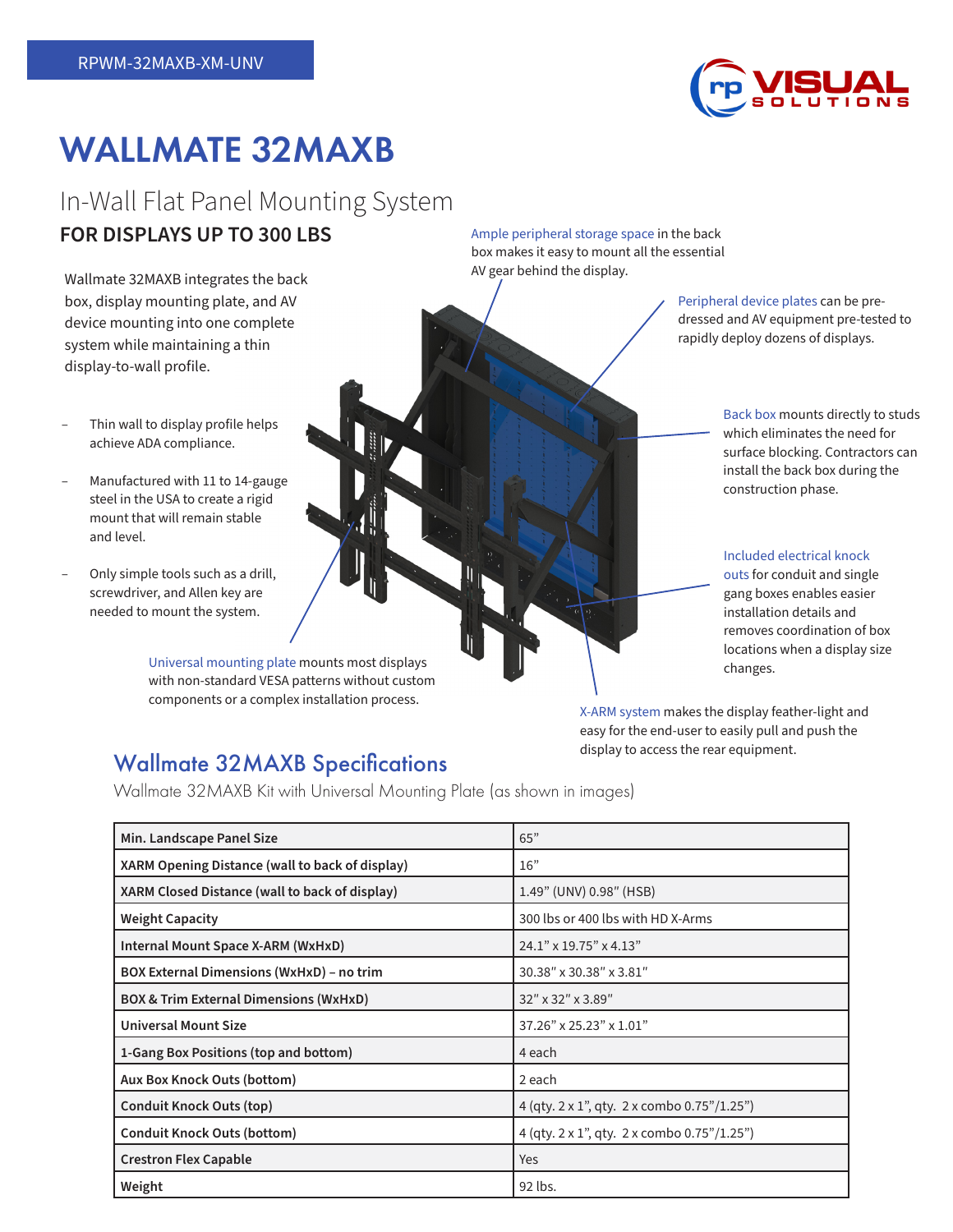RPWM-32MAXB-XM-UNV

# WALLMATE 32MAXB

## In-Wall Flat Panel Mounting System

### FOR DISPLAYS UP TO 300 LBS

Wallmate 32MAXB integrates the back box, display mounting plate, and AV device mounting into one complete system while maintaining a thin display-to-wall profile.

- Thin wall to display profile helps achieve ADA compliance.
- Manufactured with 11 to 14-gauge steel in the USA to create a rigid mount that will remain stable and level.
- Only simple tools such as a drill, screwdriver, and Allen key are needed to mount the system.

Ample peripheral storage space in the back box makes it easy to mount all the essential AV gear behind the display.

Peripheral device plates can be pre-dressed and AV equipment pre-tested to rapidly deploy dozens of displays.

Back box mounts directly to studs which eliminates the need for surface blocking. Contractors can install the back box during the construction phase.

Included electrical knock outs for conduit and single gang boxes enables easier installation details and removes coordination of box locations when a display size changes.

Universal mounting plate mounts most displays with non-standard VESA patterns without custom components or a complex installation process.

X-ARM system makes the display feather-light and easy for the end-user to easily pull and push the display to access the rear equipment.

## Wallmate 32MAXB Specifications

Wallmate 32MAXB Kit with Universal Mounting Plate (as shown in images)

| | |
|---|---|
| **Min. Landscape Panel Size** | 65" |
| **XARM Opening Distance (wall to back of display)** | 16" |
| **XARM Closed Distance (wall to back of display)** | 1.49" (UNV) 0.98" (HSB) |
| **Weight Capacity** | 300 lbs or 400 lbs with HD X-Arms |
| **Internal Mount Space X-ARM (WxHxD)** | 24.1" x 19.75" x 4.13" |
| **BOX External Dimensions (WxHxD) – no trim** | 30.38" x 30.38" x 3.81" |
| **BOX & Trim External Dimensions (WxHxD)** | 32" x 32" x 3.89" |
| **Universal Mount Size** | 37.26" x 25.23" x 1.01" |
| **1-Gang Box Positions (top and bottom)** | 4 each |
| **Aux Box Knock Outs (bottom)** | 2 each |
| **Conduit Knock Outs (top)** | 4 (qty. 2 x 1", qty. 2 x combo 0.75"/1.25") |
| **Conduit Knock Outs (bottom)** | 4 (qty. 2 x 1", qty. 2 x combo 0.75"/1.25") |
| **Crestron Flex Capable** | Yes |
| **Weight** | 92 lbs. |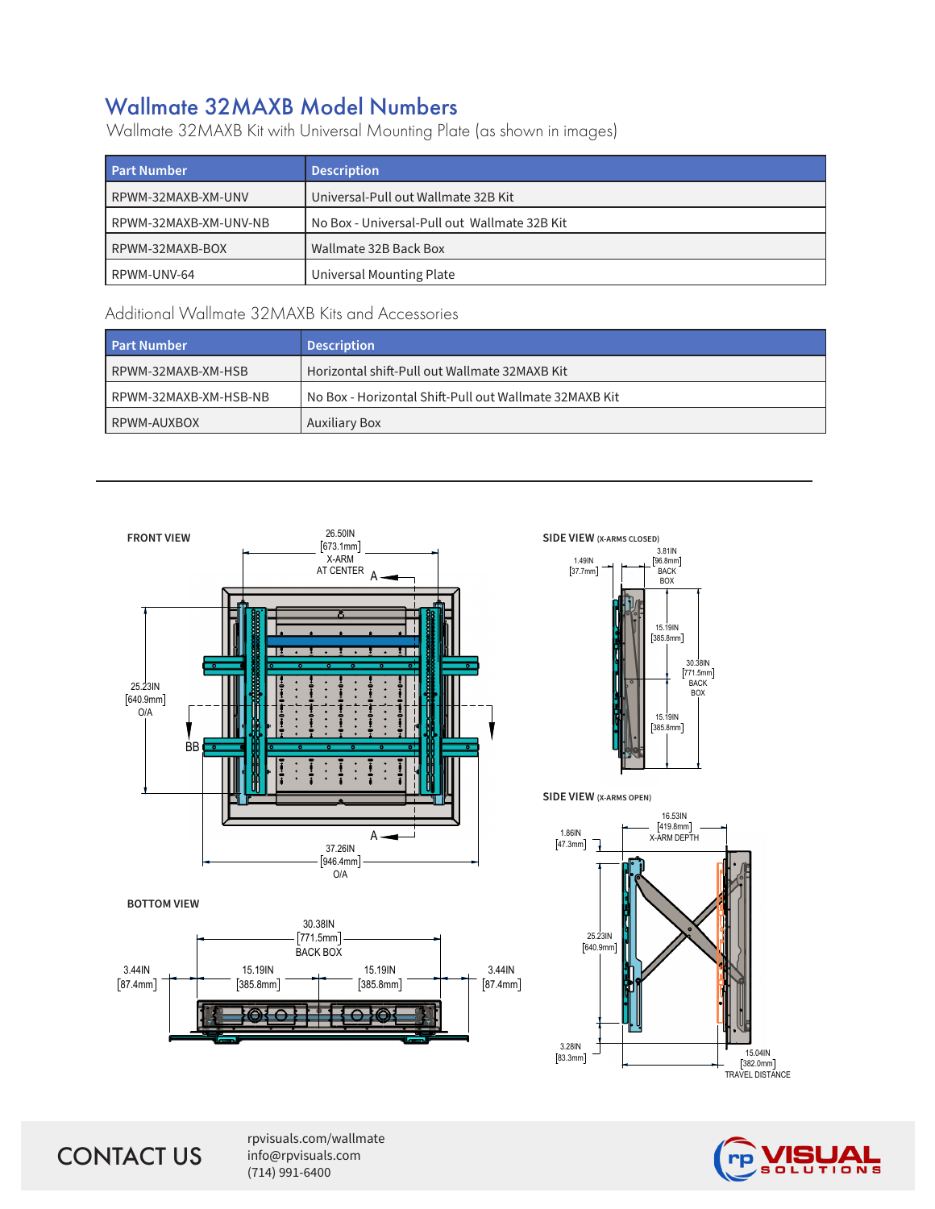# Wallmate 32MAXB Model Numbers

Wallmate 32MAXB Kit with Universal Mounting Plate (as shown in images)

| Part Number | Description |
|---|---|
| RPWM-32MAXB-XM-UNV | Universal-Pull out Wallmate 32B Kit |
| RPWM-32MAXB-XM-UNV-NB | No Box - Universal-Pull out Wallmate 32B Kit |
| RPWM-32MAXB-BOX | Wallmate 32B Back Box |
| RPWM-UNV-64 | Universal Mounting Plate |

Additional Wallmate 32MAXB Kits and Accessories

| Part Number | Description |
|---|---|
| RPWM-32MAXB-XM-HSB | Horizontal shift-Pull out Wallmate 32MAXB Kit |
| RPWM-32MAXB-XM-HSB-NB | No Box - Horizontal Shift-Pull out Wallmate 32MAXB Kit |
| RPWM-AUXBOX | Auxiliary Box |

FRONT VIEW

26.50IN [673.1mm] X-ARM AT CENTER

25.23IN [640.9mm] O/A

37.26IN [946.4mm] O/A

A

A

BB

SIDE VIEW (X-ARMS CLOSED)

1.49IN [37.7mm]

3.81IN [96.8mm] BACK BOX

15.19IN [385.8mm]

30.38IN [771.5mm] BACK BOX

15.19IN [385.8mm]

SIDE VIEW (X-ARMS OPEN)

1.86IN [47.3mm]

16.53IN [419.8mm] X-ARM DEPTH

25.23IN [640.9mm]

3.28IN [83.3mm]

15.04IN [382.0mm] TRAVEL DISTANCE

BOTTOM VIEW

30.38IN [771.5mm] BACK BOX

3.44IN [87.4mm]

15.19IN [385.8mm]

15.19IN [385.8mm]

3.44IN [87.4mm]

CONTACT US

rpvisuals.com/wallmate
info@rpvisuals.com
(714) 991-6400

rp VISUAL SOLUTIONS